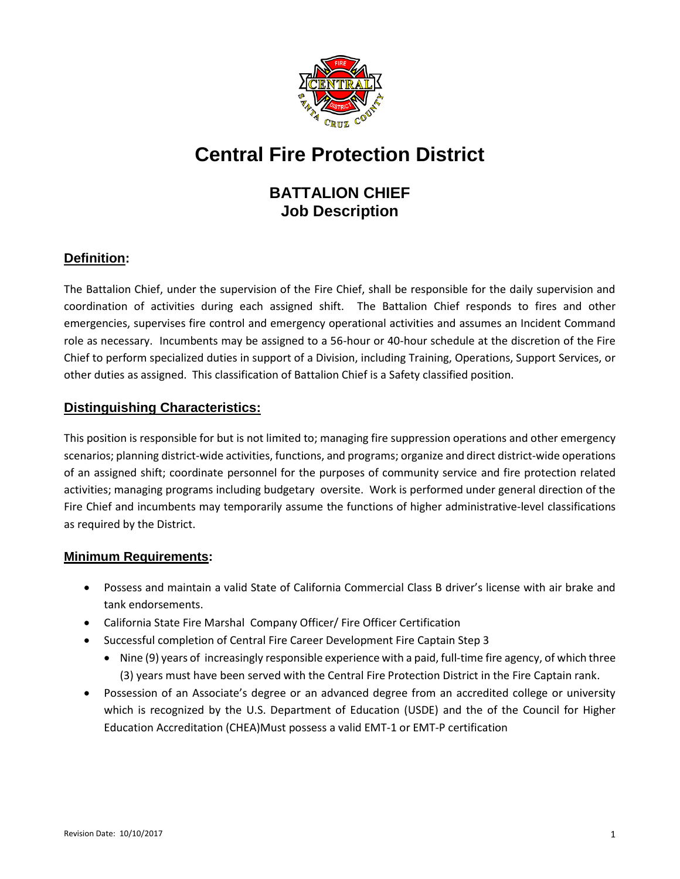# Central Fire Protection District

## BATTALION CHIEF
## Job Description

### Definition:

The Battalion Chief, under the supervision of the Fire Chief, shall be responsible for the daily supervision and coordination of activities during each assigned shift. The Battalion Chief responds to fires and other emergencies, supervises fire control and emergency operational activities and assumes an Incident Command role as necessary. Incumbents may be assigned to a 56-hour or 40-hour schedule at the discretion of the Fire Chief to perform specialized duties in support of a Division, including Training, Operations, Support Services, or other duties as assigned. This classification of Battalion Chief is a Safety classified position.

### Distinguishing Characteristics:

This position is responsible for but is not limited to; managing fire suppression operations and other emergency scenarios; planning district-wide activities, functions, and programs; organize and direct district-wide operations of an assigned shift; coordinate personnel for the purposes of community service and fire protection related activities; managing programs including budgetary oversite. Work is performed under general direction of the Fire Chief and incumbents may temporarily assume the functions of higher administrative-level classifications as required by the District.

### Minimum Requirements:

- Possess and maintain a valid State of California Commercial Class B driver's license with air brake and tank endorsements.
- California State Fire Marshal Company Officer/ Fire Officer Certification
- Successful completion of Central Fire Career Development Fire Captain Step 3
  - Nine (9) years of increasingly responsible experience with a paid, full-time fire agency, of which three (3) years must have been served with the Central Fire Protection District in the Fire Captain rank.
- Possession of an Associate's degree or an advanced degree from an accredited college or university which is recognized by the U.S. Department of Education (USDE) and the of the Council for Higher Education Accreditation (CHEA)Must possess a valid EMT-1 or EMT-P certification

Revision Date: 10/10/2017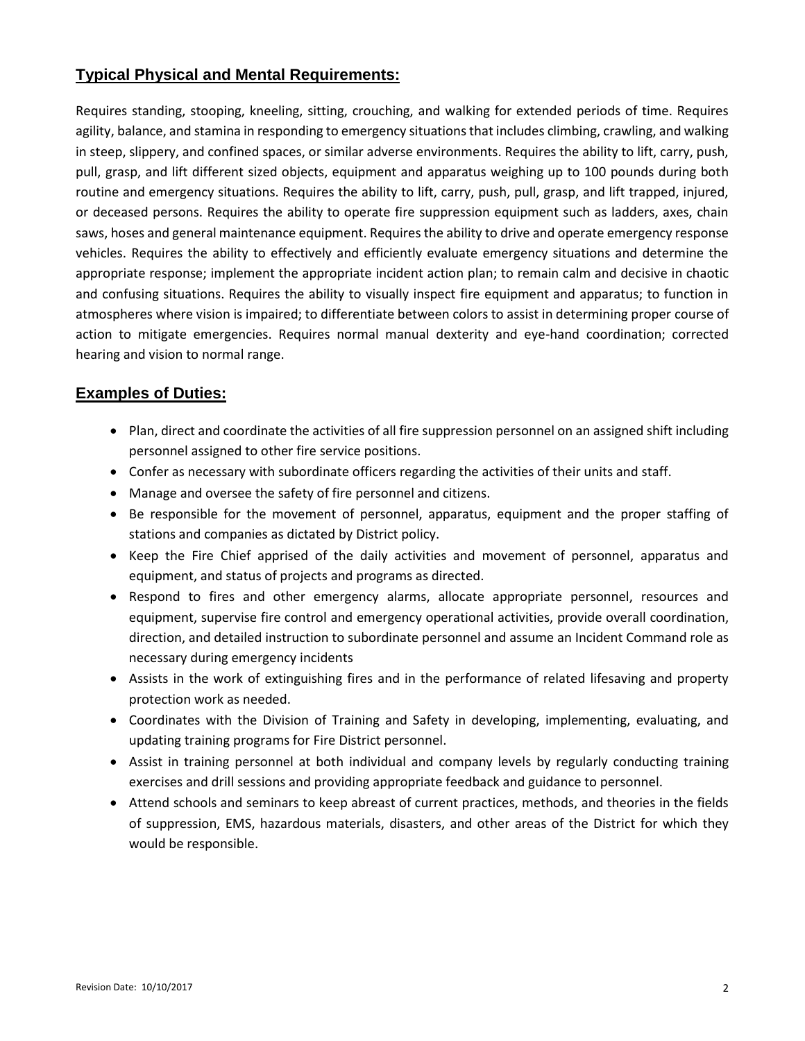## Typical Physical and Mental Requirements:

Requires standing, stooping, kneeling, sitting, crouching, and walking for extended periods of time. Requires agility, balance, and stamina in responding to emergency situations that includes climbing, crawling, and walking in steep, slippery, and confined spaces, or similar adverse environments. Requires the ability to lift, carry, push, pull, grasp, and lift different sized objects, equipment and apparatus weighing up to 100 pounds during both routine and emergency situations. Requires the ability to lift, carry, push, pull, grasp, and lift trapped, injured, or deceased persons. Requires the ability to operate fire suppression equipment such as ladders, axes, chain saws, hoses and general maintenance equipment. Requires the ability to drive and operate emergency response vehicles. Requires the ability to effectively and efficiently evaluate emergency situations and determine the appropriate response; implement the appropriate incident action plan; to remain calm and decisive in chaotic and confusing situations. Requires the ability to visually inspect fire equipment and apparatus; to function in atmospheres where vision is impaired; to differentiate between colors to assist in determining proper course of action to mitigate emergencies. Requires normal manual dexterity and eye-hand coordination; corrected hearing and vision to normal range.

## Examples of Duties:

- Plan, direct and coordinate the activities of all fire suppression personnel on an assigned shift including personnel assigned to other fire service positions.
- Confer as necessary with subordinate officers regarding the activities of their units and staff.
- Manage and oversee the safety of fire personnel and citizens.
- Be responsible for the movement of personnel, apparatus, equipment and the proper staffing of stations and companies as dictated by District policy.
- Keep the Fire Chief apprised of the daily activities and movement of personnel, apparatus and equipment, and status of projects and programs as directed.
- Respond to fires and other emergency alarms, allocate appropriate personnel, resources and equipment, supervise fire control and emergency operational activities, provide overall coordination, direction, and detailed instruction to subordinate personnel and assume an Incident Command role as necessary during emergency incidents
- Assists in the work of extinguishing fires and in the performance of related lifesaving and property protection work as needed.
- Coordinates with the Division of Training and Safety in developing, implementing, evaluating, and updating training programs for Fire District personnel.
- Assist in training personnel at both individual and company levels by regularly conducting training exercises and drill sessions and providing appropriate feedback and guidance to personnel.
- Attend schools and seminars to keep abreast of current practices, methods, and theories in the fields of suppression, EMS, hazardous materials, disasters, and other areas of the District for which they would be responsible.

Revision Date: 10/10/2017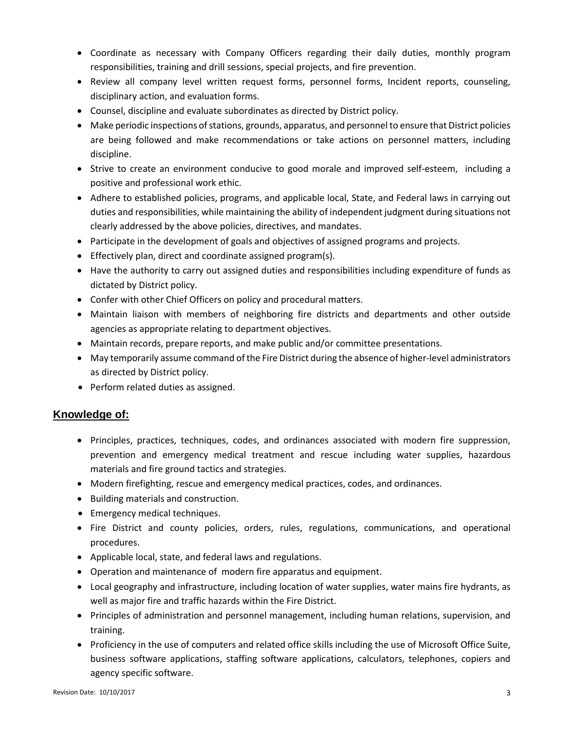- Coordinate as necessary with Company Officers regarding their daily duties, monthly program responsibilities, training and drill sessions, special projects, and fire prevention.
- Review all company level written request forms, personnel forms, Incident reports, counseling, disciplinary action, and evaluation forms.
- Counsel, discipline and evaluate subordinates as directed by District policy.
- Make periodic inspections of stations, grounds, apparatus, and personnel to ensure that District policies are being followed and make recommendations or take actions on personnel matters, including discipline.
- Strive to create an environment conducive to good morale and improved self-esteem, including a positive and professional work ethic.
- Adhere to established policies, programs, and applicable local, State, and Federal laws in carrying out duties and responsibilities, while maintaining the ability of independent judgment during situations not clearly addressed by the above policies, directives, and mandates.
- Participate in the development of goals and objectives of assigned programs and projects.
- Effectively plan, direct and coordinate assigned program(s).
- Have the authority to carry out assigned duties and responsibilities including expenditure of funds as dictated by District policy.
- Confer with other Chief Officers on policy and procedural matters.
- Maintain liaison with members of neighboring fire districts and departments and other outside agencies as appropriate relating to department objectives.
- Maintain records, prepare reports, and make public and/or committee presentations.
- May temporarily assume command of the Fire District during the absence of higher-level administrators as directed by District policy.
- Perform related duties as assigned.

## Knowledge of:

- Principles, practices, techniques, codes, and ordinances associated with modern fire suppression, prevention and emergency medical treatment and rescue including water supplies, hazardous materials and fire ground tactics and strategies.
- Modern firefighting, rescue and emergency medical practices, codes, and ordinances.
- Building materials and construction.
- Emergency medical techniques.
- Fire District and county policies, orders, rules, regulations, communications, and operational procedures.
- Applicable local, state, and federal laws and regulations.
- Operation and maintenance of modern fire apparatus and equipment.
- Local geography and infrastructure, including location of water supplies, water mains fire hydrants, as well as major fire and traffic hazards within the Fire District.
- Principles of administration and personnel management, including human relations, supervision, and training.
- Proficiency in the use of computers and related office skills including the use of Microsoft Office Suite, business software applications, staffing software applications, calculators, telephones, copiers and agency specific software.

Revision Date: 10/10/2017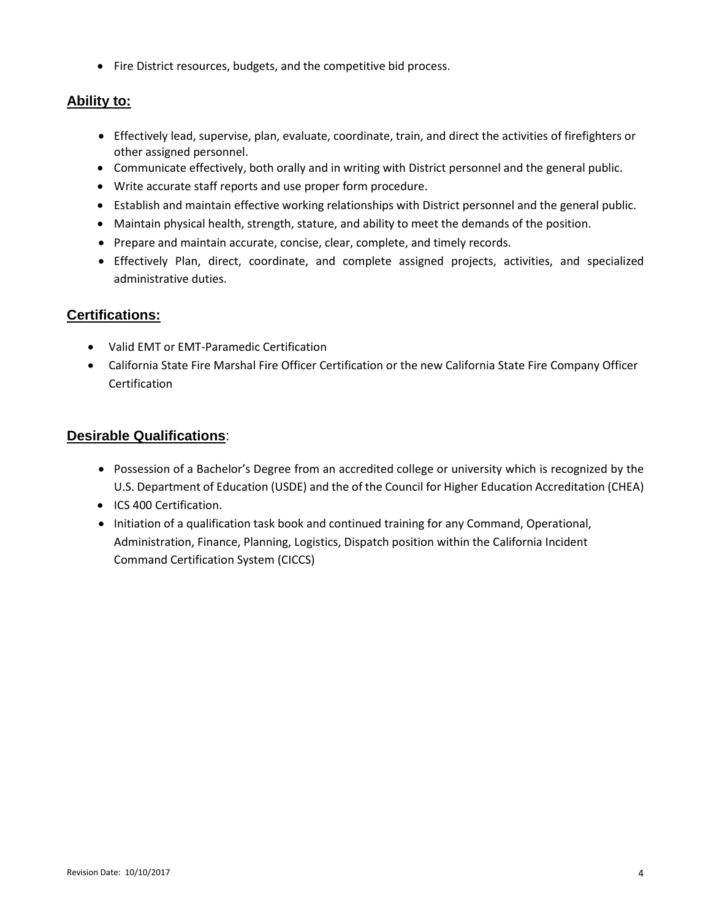- Fire District resources, budgets, and the competitive bid process.

## Ability to:

- Effectively lead, supervise, plan, evaluate, coordinate, train, and direct the activities of firefighters or other assigned personnel.
- Communicate effectively, both orally and in writing with District personnel and the general public.
- Write accurate staff reports and use proper form procedure.
- Establish and maintain effective working relationships with District personnel and the general public.
- Maintain physical health, strength, stature, and ability to meet the demands of the position.
- Prepare and maintain accurate, concise, clear, complete, and timely records.
- Effectively Plan, direct, coordinate, and complete assigned projects, activities, and specialized administrative duties.

## Certifications:

- Valid EMT or EMT-Paramedic Certification
- California State Fire Marshal Fire Officer Certification or the new California State Fire Company Officer Certification

## Desirable Qualifications:

- Possession of a Bachelor's Degree from an accredited college or university which is recognized by the U.S. Department of Education (USDE) and the of the Council for Higher Education Accreditation (CHEA)
- ICS 400 Certification.
- Initiation of a qualification task book and continued training for any Command, Operational, Administration, Finance, Planning, Logistics, Dispatch position within the California Incident Command Certification System (CICCS)

Revision Date: 10/10/2017